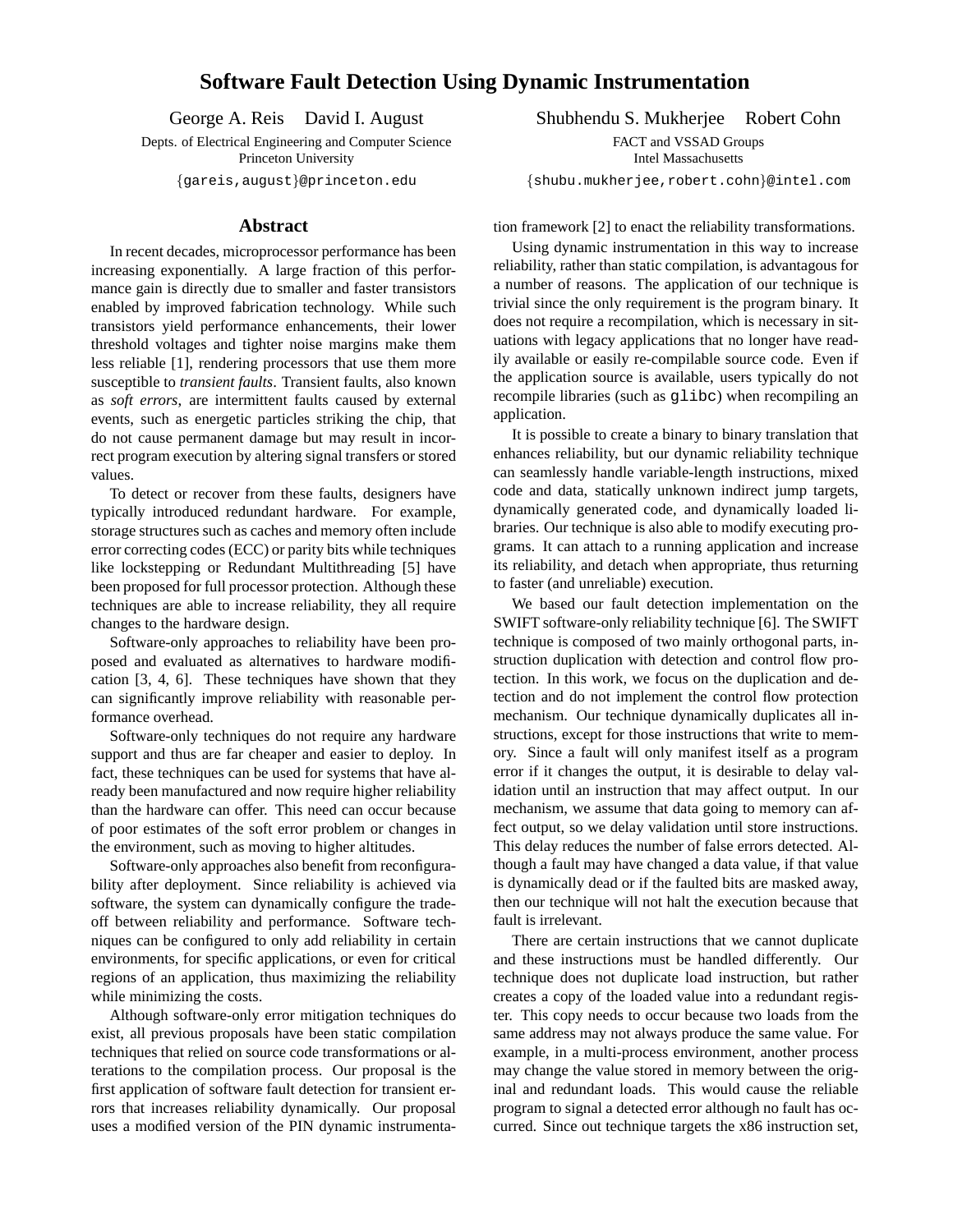# Software Fault Detection Using Dynamic Instrumentation

George A. Reis David I. August
Depts. of Electrical Engineering and Computer Science
Princeton University
{gareis,august}@princeton.edu

Shubhendu S. Mukherjee Robert Cohn
FACT and VSSAD Groups
Intel Massachusetts
{shubu.mukherjee,robert.cohn}@intel.com

## Abstract

In recent decades, microprocessor performance has been increasing exponentially. A large fraction of this performance gain is directly due to smaller and faster transistors enabled by improved fabrication technology. While such transistors yield performance enhancements, their lower threshold voltages and tighter noise margins make them less reliable [1], rendering processors that use them more susceptible to *transient faults*. Transient faults, also known as *soft errors*, are intermittent faults caused by external events, such as energetic particles striking the chip, that do not cause permanent damage but may result in incorrect program execution by altering signal transfers or stored values.

To detect or recover from these faults, designers have typically introduced redundant hardware. For example, storage structures such as caches and memory often include error correcting codes (ECC) or parity bits while techniques like lockstepping or Redundant Multithreading [5] have been proposed for full processor protection. Although these techniques are able to increase reliability, they all require changes to the hardware design.

Software-only approaches to reliability have been proposed and evaluated as alternatives to hardware modification [3, 4, 6]. These techniques have shown that they can significantly improve reliability with reasonable performance overhead.

Software-only techniques do not require any hardware support and thus are far cheaper and easier to deploy. In fact, these techniques can be used for systems that have already been manufactured and now require higher reliability than the hardware can offer. This need can occur because of poor estimates of the soft error problem or changes in the environment, such as moving to higher altitudes.

Software-only approaches also benefit from reconfigurability after deployment. Since reliability is achieved via software, the system can dynamically configure the tradeoff between reliability and performance. Software techniques can be configured to only add reliability in certain environments, for specific applications, or even for critical regions of an application, thus maximizing the reliability while minimizing the costs.

Although software-only error mitigation techniques do exist, all previous proposals have been static compilation techniques that relied on source code transformations or alterations to the compilation process. Our proposal is the first application of software fault detection for transient errors that increases reliability dynamically. Our proposal uses a modified version of the PIN dynamic instrumentation framework [2] to enact the reliability transformations.

Using dynamic instrumentation in this way to increase reliability, rather than static compilation, is advantagous for a number of reasons. The application of our technique is trivial since the only requirement is the program binary. It does not require a recompilation, which is necessary in situations with legacy applications that no longer have readily available or easily re-compilable source code. Even if the application source is available, users typically do not recompile libraries (such as `glibc`) when recompiling an application.

It is possible to create a binary to binary translation that enhances reliability, but our dynamic reliability technique can seamlessly handle variable-length instructions, mixed code and data, statically unknown indirect jump targets, dynamically generated code, and dynamically loaded libraries. Our technique is also able to modify executing programs. It can attach to a running application and increase its reliability, and detach when appropriate, thus returning to faster (and unreliable) execution.

We based our fault detection implementation on the SWIFT software-only reliability technique [6]. The SWIFT technique is composed of two mainly orthogonal parts, instruction duplication with detection and control flow protection. In this work, we focus on the duplication and detection and do not implement the control flow protection mechanism. Our technique dynamically duplicates all instructions, except for those instructions that write to memory. Since a fault will only manifest itself as a program error if it changes the output, it is desirable to delay validation until an instruction that may affect output. In our mechanism, we assume that data going to memory can affect output, so we delay validation until store instructions. This delay reduces the number of false errors detected. Although a fault may have changed a data value, if that value is dynamically dead or if the faulted bits are masked away, then our technique will not halt the execution because that fault is irrelevant.

There are certain instructions that we cannot duplicate and these instructions must be handled differently. Our technique does not duplicate load instruction, but rather creates a copy of the loaded value into a redundant register. This copy needs to occur because two loads from the same address may not always produce the same value. For example, in a multi-process environment, another process may change the value stored in memory between the original and redundant loads. This would cause the reliable program to signal a detected error although no fault has occurred. Since out technique targets the x86 instruction set,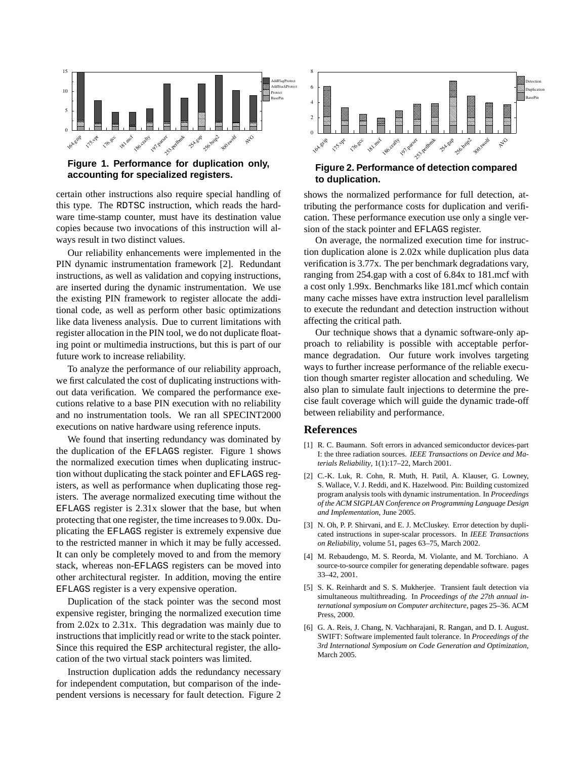15

10

5

0

164.gzip 175.vpr 176.gcc 181.mcf 186.crafty 197.parser 253.perlbmk 254.gap 256.bzip2 300.twolf AVG

AddFlagProtect
AddStackProtect
Protect
BasePin

**Figure 1. Performance for duplication only, accounting for specialized registers.**

8

6

4

2

0

164.gzip 175.vpr 176.gcc 181.mcf 186.crafty 197.parser 253.perlbmk 254.gap 256.bzip2 300.twolf AVG

Detection
Duplication
BasePin

**Figure 2. Performance of detection compared to duplication.**

certain other instructions also require special handling of this type. The RDTSC instruction, which reads the hardware time-stamp counter, must have its destination value copies because two invocations of this instruction will always result in two distinct values.

Our reliability enhancements were implemented in the PIN dynamic instrumentation framework [2]. Redundant instructions, as well as validation and copying instructions, are inserted during the dynamic instrumentation. We use the existing PIN framework to register allocate the additional code, as well as perform other basic optimizations like data liveness analysis. Due to current limitations with register allocation in the PIN tool, we do not duplicate floating point or multimedia instructions, but this is part of our future work to increase reliability.

To analyze the performance of our reliability approach, we first calculated the cost of duplicating instructions without data verification. We compared the performance executions relative to a base PIN execution with no reliability and no instrumentation tools. We ran all SPECINT2000 executions on native hardware using reference inputs.

We found that inserting redundancy was dominated by the duplication of the EFLAGS register. Figure 1 shows the normalized execution times when duplicating instruction without duplicating the stack pointer and EFLAGS registers, as well as performance when duplicating those registers. The average normalized executing time without the EFLAGS register is 2.31x slower that the base, but when protecting that one register, the time increases to 9.00x. Duplicating the EFLAGS register is extremely expensive due to the restricted manner in which it may be fully accessed. It can only be completely moved to and from the memory stack, whereas non-EFLAGS registers can be moved into other architectural register. In addition, moving the entire EFLAGS register is a very expensive operation.

Duplication of the stack pointer was the second most expensive register, bringing the normalized execution time from 2.02x to 2.31x. This degradation was mainly due to instructions that implicitly read or write to the stack pointer. Since this required the ESP architectural register, the allocation of the two virtual stack pointers was limited.

Instruction duplication adds the redundancy necessary for independent computation, but comparison of the independent versions is necessary for fault detection. Figure 2 shows the normalized performance for full detection, attributing the performance costs for duplication and verification. These performance execution use only a single version of the stack pointer and EFLAGS register.

On average, the normalized execution time for instruction duplication alone is 2.02x while duplication plus data verification is 3.77x. The per benchmark degradations vary, ranging from 254.gap with a cost of 6.84x to 181.mcf with a cost only 1.99x. Benchmarks like 181.mcf which contain many cache misses have extra instruction level parallelism to execute the redundant and detection instruction without affecting the critical path.

Our technique shows that a dynamic software-only approach to reliability is possible with acceptable performance degradation. Our future work involves targeting ways to further increase performance of the reliable execution though smarter register allocation and scheduling. We also plan to simulate fault injections to determine the precise fault coverage which will guide the dynamic trade-off between reliability and performance.

## References

[1] R. C. Baumann. Soft errors in advanced semiconductor devices-part I: the three radiation sources. *IEEE Transactions on Device and Materials Reliability*, 1(1):17–22, March 2001.

[2] C.-K. Luk, R. Cohn, R. Muth, H. Patil, A. Klauser, G. Lowney, S. Wallace, V. J. Reddi, and K. Hazelwood. Pin: Building customized program analysis tools with dynamic instrumentation. In *Proceedings of the ACM SIGPLAN Conference on Programming Language Design and Implementation*, June 2005.

[3] N. Oh, P. P. Shirvani, and E. J. McCluskey. Error detection by duplicated instructions in super-scalar processors. In *IEEE Transactions on Reliability*, volume 51, pages 63–75, March 2002.

[4] M. Rebaudengo, M. S. Reorda, M. Violante, and M. Torchiano. A source-to-source compiler for generating dependable software. pages 33–42, 2001.

[5] S. K. Reinhardt and S. S. Mukherjee. Transient fault detection via simultaneous multithreading. In *Proceedings of the 27th annual international symposium on Computer architecture*, pages 25–36. ACM Press, 2000.

[6] G. A. Reis, J. Chang, N. Vachharajani, R. Rangan, and D. I. August. SWIFT: Software implemented fault tolerance. In *Proceedings of the 3rd International Symposium on Code Generation and Optimization*, March 2005.